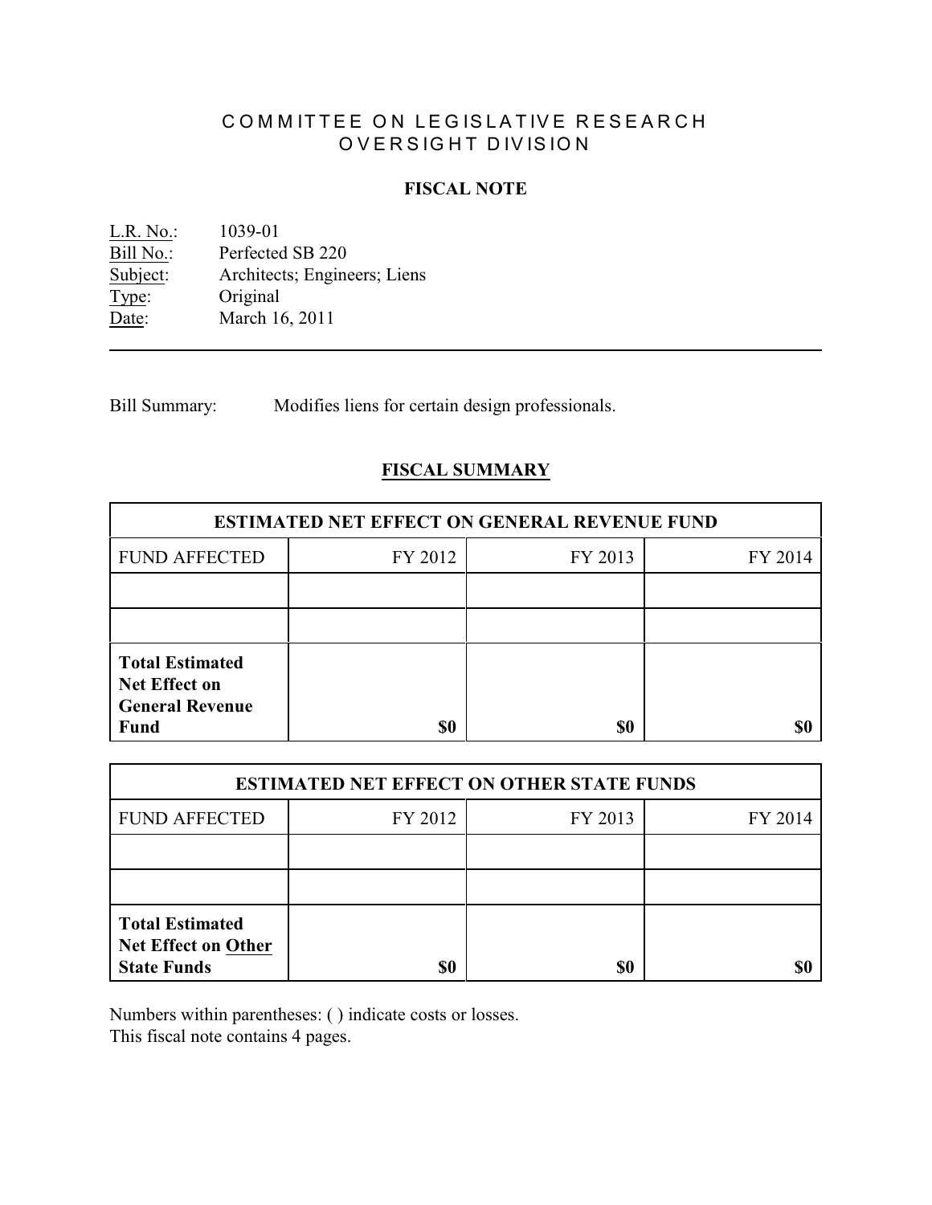# COMMITTEE ON LEGISLATIVE RESEARCH
# OVERSIGHT DIVISION

## FISCAL NOTE

L.R. No.: 1039-01
Bill No.: Perfected SB 220
Subject: Architects; Engineers; Liens
Type: Original
Date: March 16, 2011

---

Bill Summary: Modifies liens for certain design professionals.

## FISCAL SUMMARY

| ESTIMATED NET EFFECT ON GENERAL REVENUE FUND | | | |
|---|---|---|---|
| FUND AFFECTED | FY 2012 | FY 2013 | FY 2014 |
| | | | |
| | | | |
| **Total Estimated Net Effect on General Revenue Fund** | **$0** | **$0** | **$0** |

| ESTIMATED NET EFFECT ON OTHER STATE FUNDS | | | |
|---|---|---|---|
| FUND AFFECTED | FY 2012 | FY 2013 | FY 2014 |
| | | | |
| | | | |
| **Total Estimated Net Effect on Other State Funds** | **$0** | **$0** | **$0** |

Numbers within parentheses: ( ) indicate costs or losses.
This fiscal note contains 4 pages.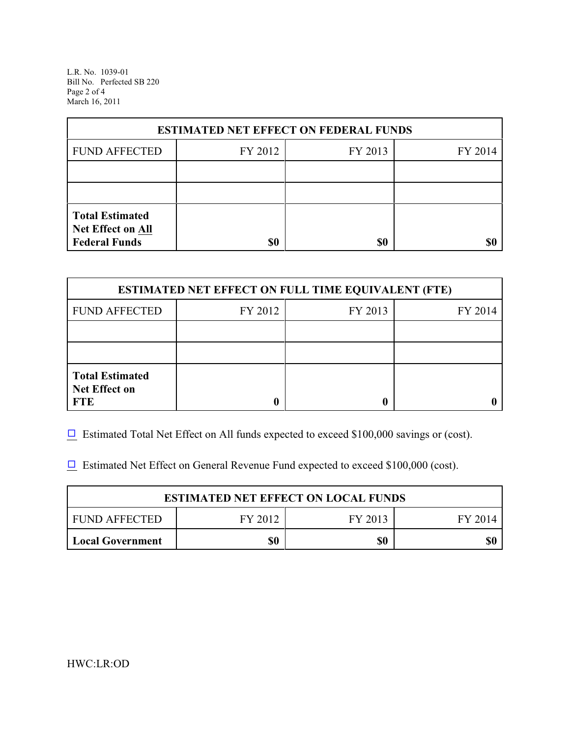| ESTIMATED NET EFFECT ON FEDERAL FUNDS | | | |
|---|---|---|---|
| FUND AFFECTED | FY 2012 | FY 2013 | FY 2014 |
| | | | |
| | | | |
| **Total Estimated Net Effect on All Federal Funds** | **$0** | **$0** | **$0** |

| ESTIMATED NET EFFECT ON FULL TIME EQUIVALENT (FTE) | | | |
|---|---|---|---|
| FUND AFFECTED | FY 2012 | FY 2013 | FY 2014 |
| | | | |
| | | | |
| **Total Estimated Net Effect on FTE** | **0** | **0** | **0** |

☐ Estimated Total Net Effect on All funds expected to exceed $100,000 savings or (cost).

☐ Estimated Net Effect on General Revenue Fund expected to exceed $100,000 (cost).

| ESTIMATED NET EFFECT ON LOCAL FUNDS | | | |
|---|---|---|---|
| FUND AFFECTED | FY 2012 | FY 2013 | FY 2014 |
| **Local Government** | **$0** | **$0** | **$0** |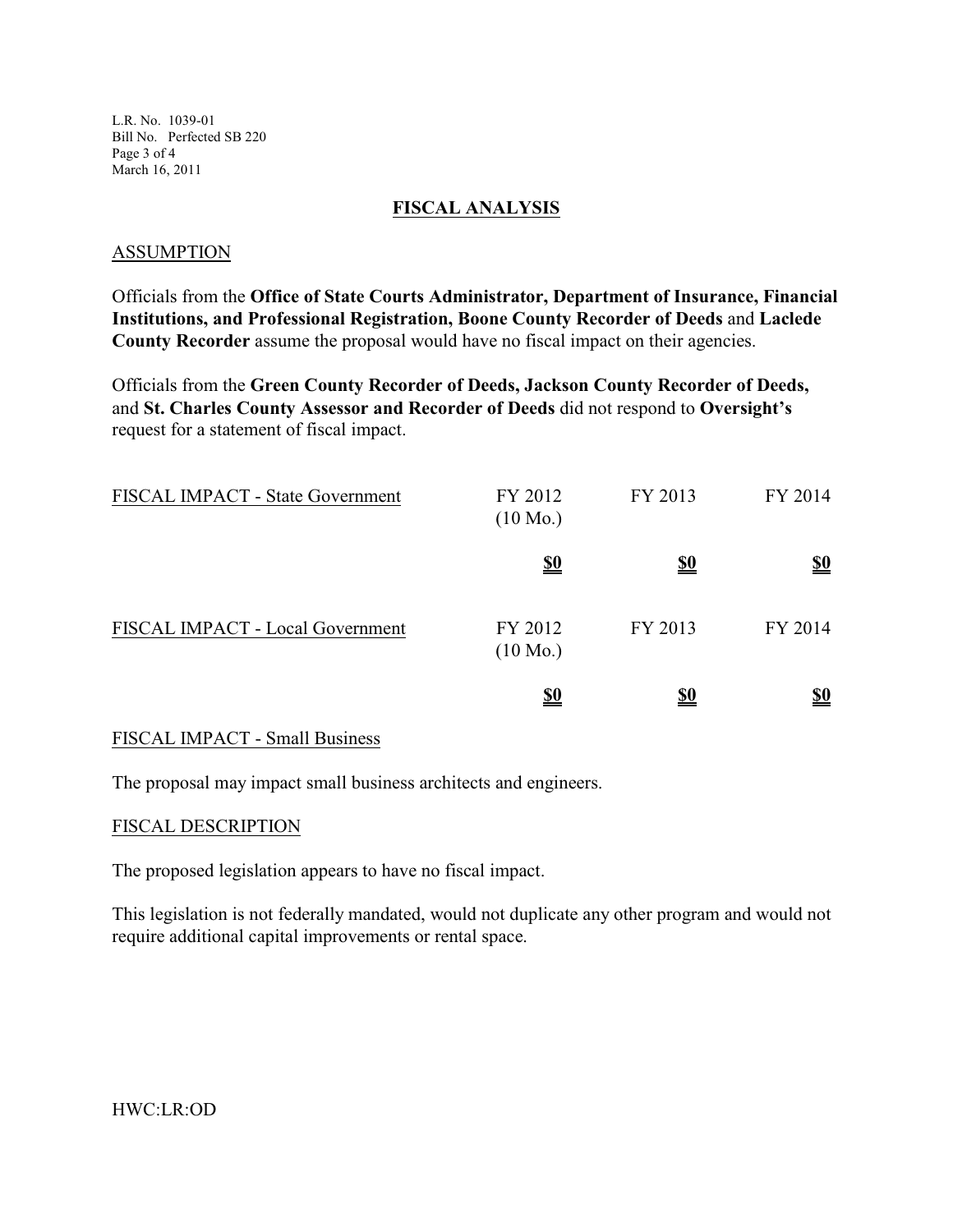## FISCAL ANALYSIS

### ASSUMPTION

Officials from the **Office of State Courts Administrator, Department of Insurance, Financial Institutions, and Professional Registration, Boone County Recorder of Deeds** and **Laclede County Recorder** assume the proposal would have no fiscal impact on their agencies.

Officials from the **Green County Recorder of Deeds, Jackson County Recorder of Deeds,** and **St. Charles County Assessor and Recorder of Deeds** did not respond to **Oversight's** request for a statement of fiscal impact.

| FISCAL IMPACT - State Government | FY 2012 (10 Mo.) | FY 2013 | FY 2014 |
|---|---|---|---|
| | **$0** | **$0** | **$0** |

| FISCAL IMPACT - Local Government | FY 2012 (10 Mo.) | FY 2013 | FY 2014 |
|---|---|---|---|
| | **$0** | **$0** | **$0** |

### FISCAL IMPACT - Small Business

The proposal may impact small business architects and engineers.

### FISCAL DESCRIPTION

The proposed legislation appears to have no fiscal impact.

This legislation is not federally mandated, would not duplicate any other program and would not require additional capital improvements or rental space.

HWC:LR:OD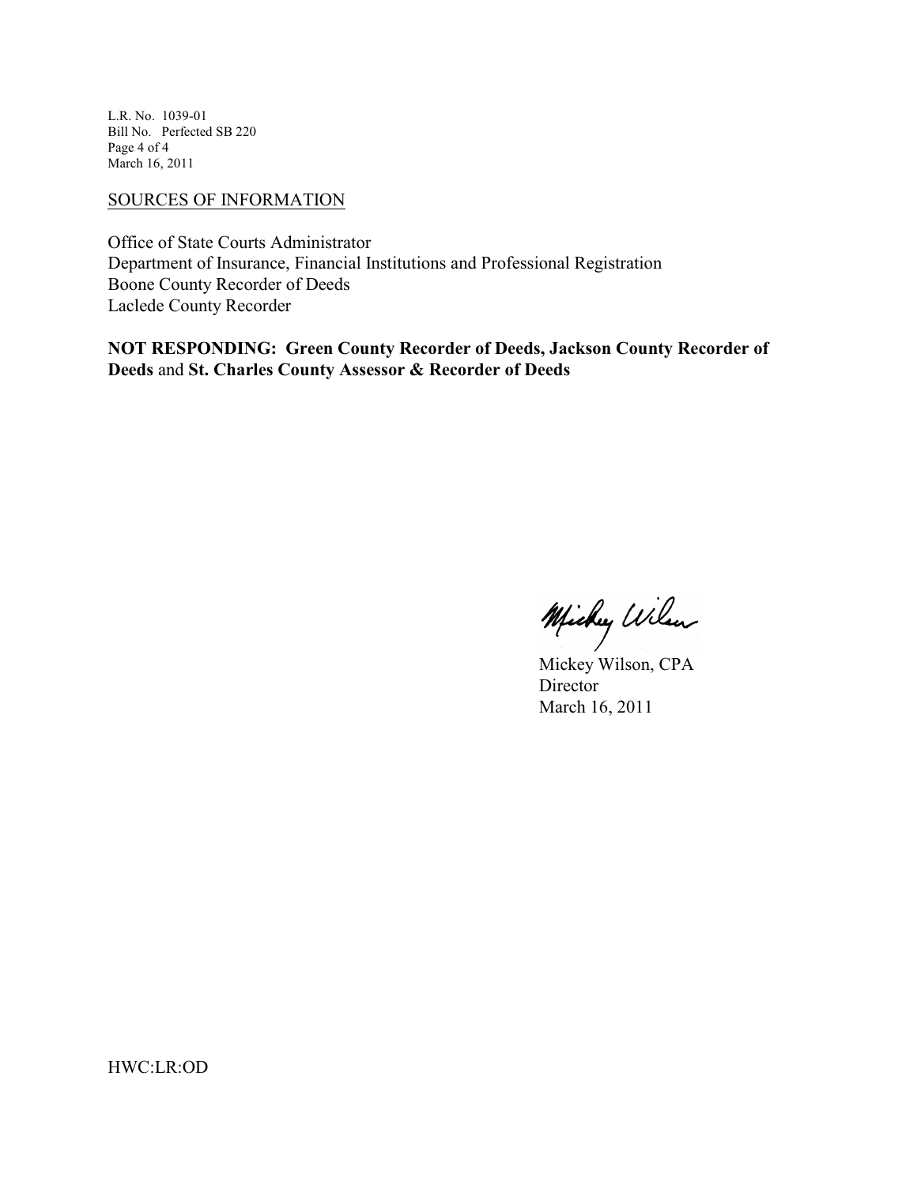## SOURCES OF INFORMATION

Office of State Courts Administrator
Department of Insurance, Financial Institutions and Professional Registration
Boone County Recorder of Deeds
Laclede County Recorder

**NOT RESPONDING: Green County Recorder of Deeds, Jackson County Recorder of Deeds** and **St. Charles County Assessor & Recorder of Deeds**

Mickey Wilson, CPA
Director
March 16, 2011

HWC:LR:OD